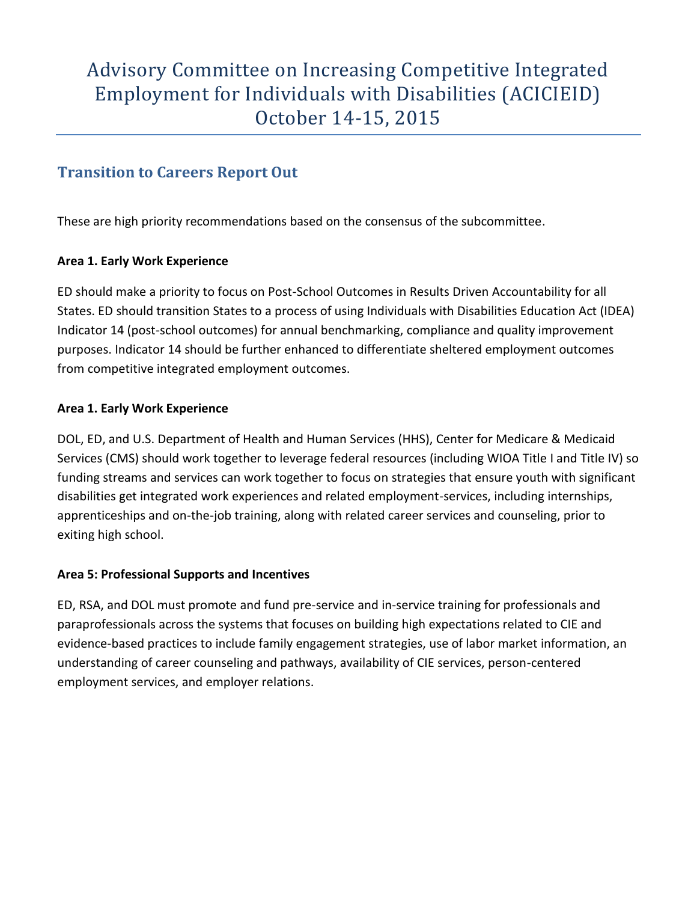# Advisory Committee on Increasing Competitive Integrated Employment for Individuals with Disabilities (ACICIEID) October 14-15, 2015

## Transition to Careers Report Out

These are high priority recommendations based on the consensus of the subcommittee.

**Area 1. Early Work Experience**

ED should make a priority to focus on Post-School Outcomes in Results Driven Accountability for all States. ED should transition States to a process of using Individuals with Disabilities Education Act (IDEA) Indicator 14 (post-school outcomes) for annual benchmarking, compliance and quality improvement purposes. Indicator 14 should be further enhanced to differentiate sheltered employment outcomes from competitive integrated employment outcomes.

**Area 1. Early Work Experience**

DOL, ED, and U.S. Department of Health and Human Services (HHS), Center for Medicare & Medicaid Services (CMS) should work together to leverage federal resources (including WIOA Title I and Title IV) so funding streams and services can work together to focus on strategies that ensure youth with significant disabilities get integrated work experiences and related employment-services, including internships, apprenticeships and on-the-job training, along with related career services and counseling, prior to exiting high school.

**Area 5: Professional Supports and Incentives**

ED, RSA, and DOL must promote and fund pre-service and in-service training for professionals and paraprofessionals across the systems that focuses on building high expectations related to CIE and evidence-based practices to include family engagement strategies, use of labor market information, an understanding of career counseling and pathways, availability of CIE services, person-centered employment services, and employer relations.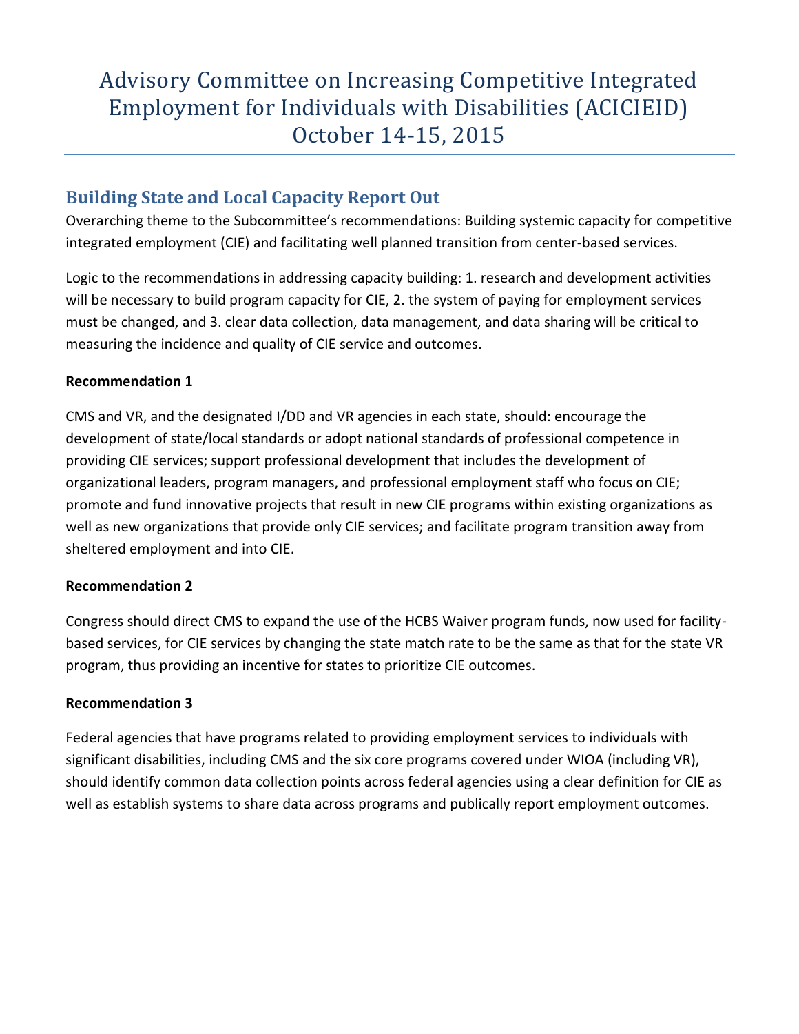# Advisory Committee on Increasing Competitive Integrated Employment for Individuals with Disabilities (ACICIEID) October 14-15, 2015

## Building State and Local Capacity Report Out

Overarching theme to the Subcommittee's recommendations: Building systemic capacity for competitive integrated employment (CIE) and facilitating well planned transition from center-based services.

Logic to the recommendations in addressing capacity building: 1. research and development activities will be necessary to build program capacity for CIE, 2. the system of paying for employment services must be changed, and 3. clear data collection, data management, and data sharing will be critical to measuring the incidence and quality of CIE service and outcomes.

**Recommendation 1**

CMS and VR, and the designated I/DD and VR agencies in each state, should: encourage the development of state/local standards or adopt national standards of professional competence in providing CIE services; support professional development that includes the development of organizational leaders, program managers, and professional employment staff who focus on CIE; promote and fund innovative projects that result in new CIE programs within existing organizations as well as new organizations that provide only CIE services; and facilitate program transition away from sheltered employment and into CIE.

**Recommendation 2**

Congress should direct CMS to expand the use of the HCBS Waiver program funds, now used for facility-based services, for CIE services by changing the state match rate to be the same as that for the state VR program, thus providing an incentive for states to prioritize CIE outcomes.

**Recommendation 3**

Federal agencies that have programs related to providing employment services to individuals with significant disabilities, including CMS and the six core programs covered under WIOA (including VR), should identify common data collection points across federal agencies using a clear definition for CIE as well as establish systems to share data across programs and publically report employment outcomes.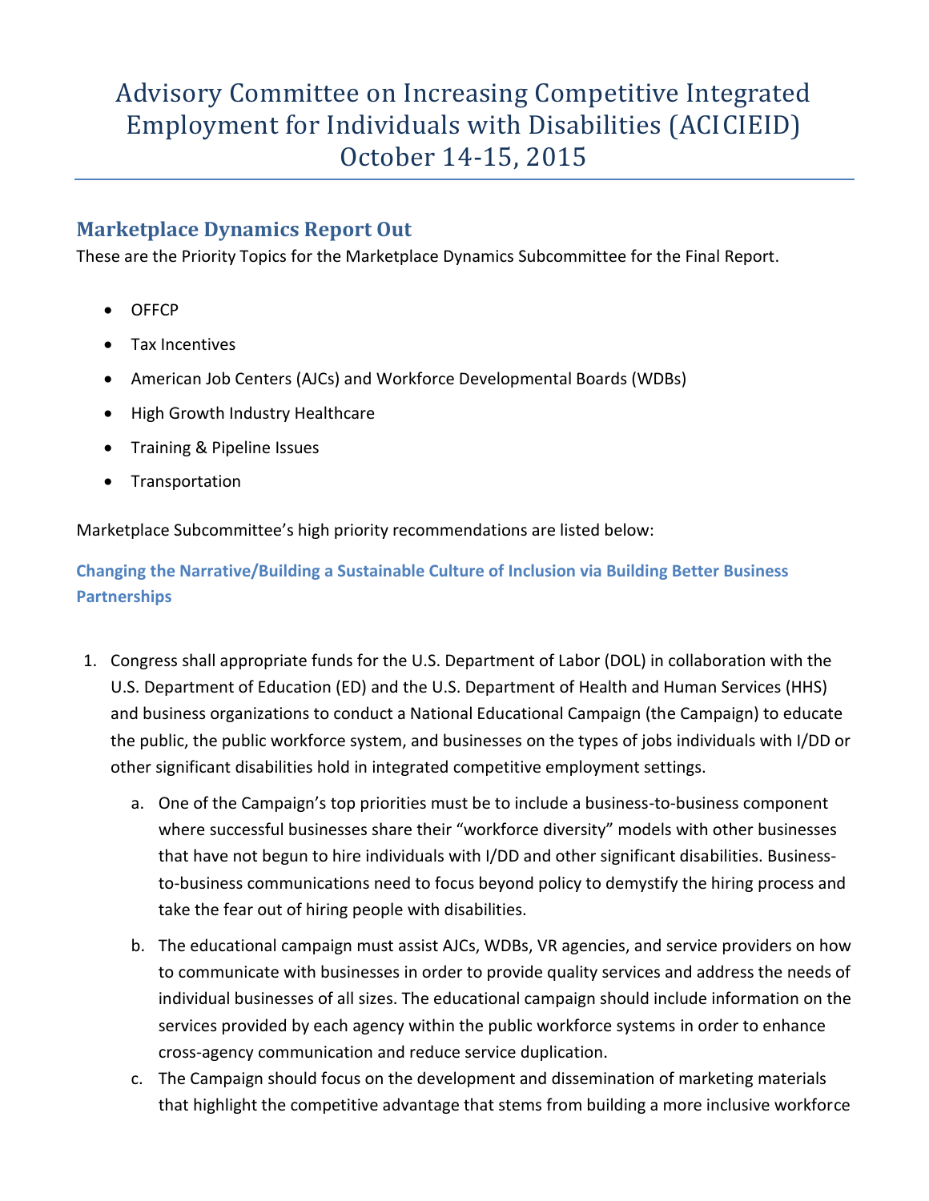# Advisory Committee on Increasing Competitive Integrated Employment for Individuals with Disabilities (ACICIEID) October 14-15, 2015

## Marketplace Dynamics Report Out

These are the Priority Topics for the Marketplace Dynamics Subcommittee for the Final Report.

- OFFCP
- Tax Incentives
- American Job Centers (AJCs) and Workforce Developmental Boards (WDBs)
- High Growth Industry Healthcare
- Training & Pipeline Issues
- Transportation

Marketplace Subcommittee's high priority recommendations are listed below:

### Changing the Narrative/Building a Sustainable Culture of Inclusion via Building Better Business Partnerships

1. Congress shall appropriate funds for the U.S. Department of Labor (DOL) in collaboration with the U.S. Department of Education (ED) and the U.S. Department of Health and Human Services (HHS) and business organizations to conduct a National Educational Campaign (the Campaign) to educate the public, the public workforce system, and businesses on the types of jobs individuals with I/DD or other significant disabilities hold in integrated competitive employment settings.
   a. One of the Campaign's top priorities must be to include a business-to-business component where successful businesses share their "workforce diversity" models with other businesses that have not begun to hire individuals with I/DD and other significant disabilities. Business-to-business communications need to focus beyond policy to demystify the hiring process and take the fear out of hiring people with disabilities.
   b. The educational campaign must assist AJCs, WDBs, VR agencies, and service providers on how to communicate with businesses in order to provide quality services and address the needs of individual businesses of all sizes. The educational campaign should include information on the services provided by each agency within the public workforce systems in order to enhance cross-agency communication and reduce service duplication.
   c. The Campaign should focus on the development and dissemination of marketing materials that highlight the competitive advantage that stems from building a more inclusive workforce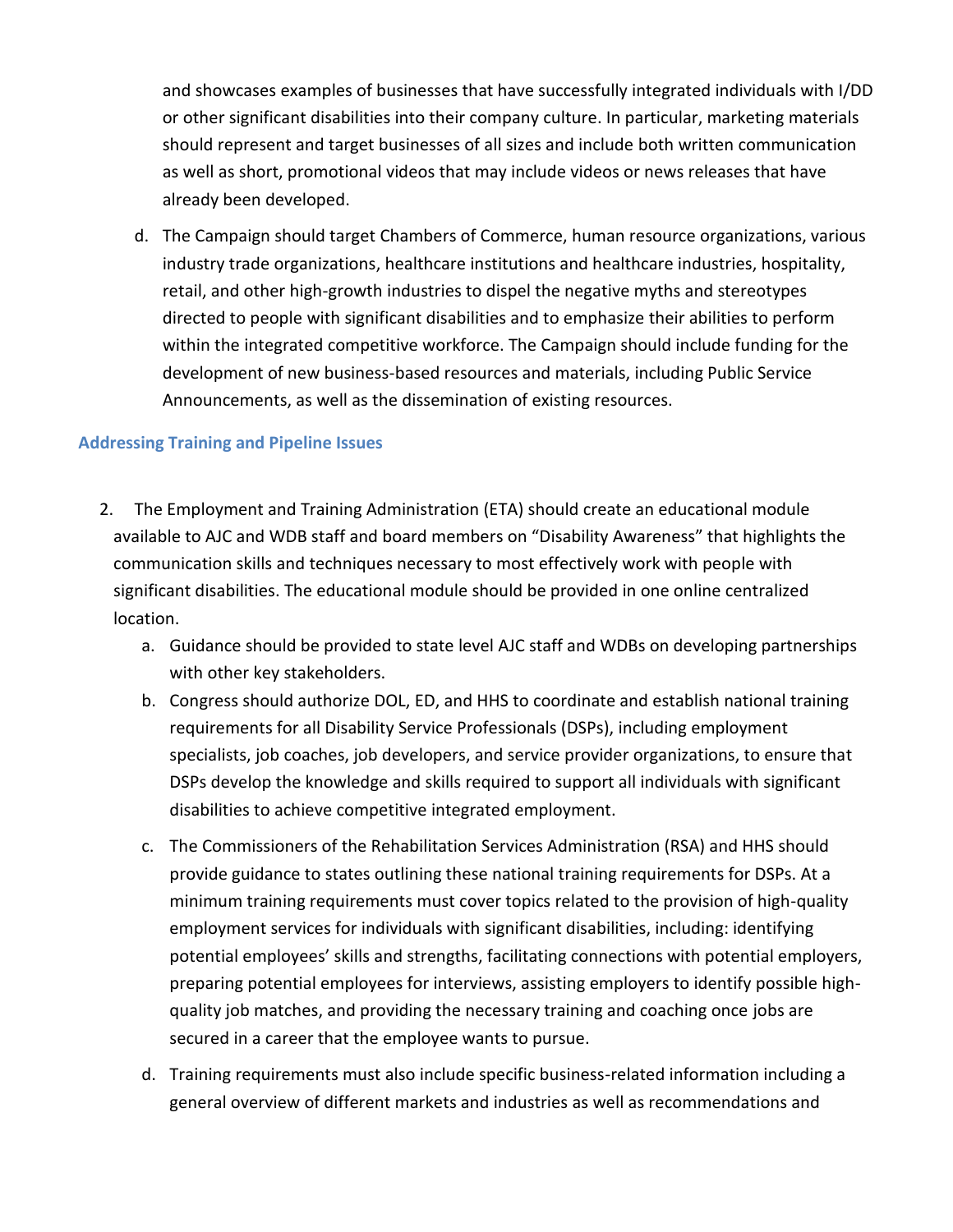and showcases examples of businesses that have successfully integrated individuals with I/DD or other significant disabilities into their company culture. In particular, marketing materials should represent and target businesses of all sizes and include both written communication as well as short, promotional videos that may include videos or news releases that have already been developed.

d. The Campaign should target Chambers of Commerce, human resource organizations, various industry trade organizations, healthcare institutions and healthcare industries, hospitality, retail, and other high-growth industries to dispel the negative myths and stereotypes directed to people with significant disabilities and to emphasize their abilities to perform within the integrated competitive workforce. The Campaign should include funding for the development of new business-based resources and materials, including Public Service Announcements, as well as the dissemination of existing resources.

### Addressing Training and Pipeline Issues

2. The Employment and Training Administration (ETA) should create an educational module available to AJC and WDB staff and board members on "Disability Awareness" that highlights the communication skills and techniques necessary to most effectively work with people with significant disabilities. The educational module should be provided in one online centralized location.
   a. Guidance should be provided to state level AJC staff and WDBs on developing partnerships with other key stakeholders.
   b. Congress should authorize DOL, ED, and HHS to coordinate and establish national training requirements for all Disability Service Professionals (DSPs), including employment specialists, job coaches, job developers, and service provider organizations, to ensure that DSPs develop the knowledge and skills required to support all individuals with significant disabilities to achieve competitive integrated employment.
   c. The Commissioners of the Rehabilitation Services Administration (RSA) and HHS should provide guidance to states outlining these national training requirements for DSPs. At a minimum training requirements must cover topics related to the provision of high-quality employment services for individuals with significant disabilities, including: identifying potential employees' skills and strengths, facilitating connections with potential employers, preparing potential employees for interviews, assisting employers to identify possible high-quality job matches, and providing the necessary training and coaching once jobs are secured in a career that the employee wants to pursue.
   d. Training requirements must also include specific business-related information including a general overview of different markets and industries as well as recommendations and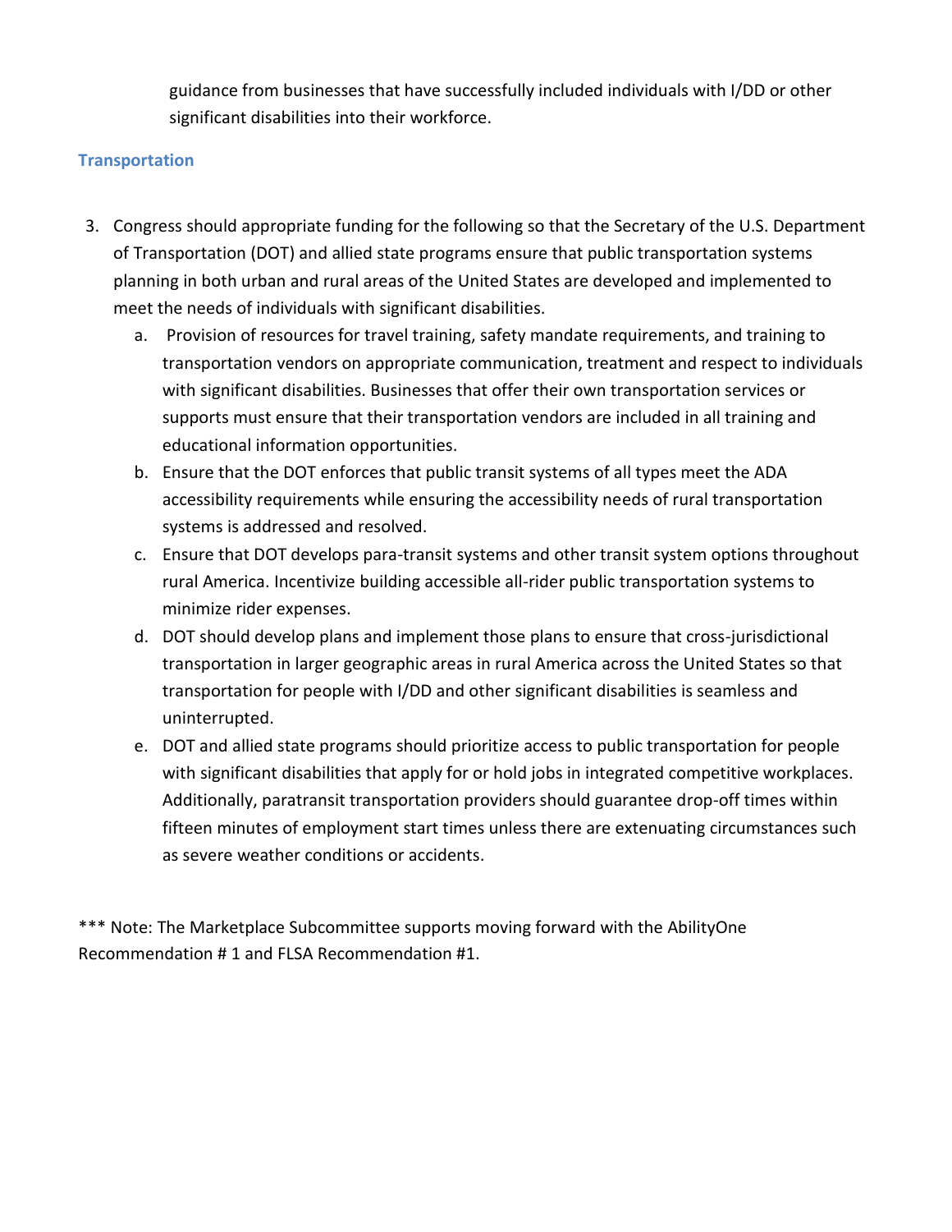guidance from businesses that have successfully included individuals with I/DD or other significant disabilities into their workforce.

### Transportation

3. Congress should appropriate funding for the following so that the Secretary of the U.S. Department of Transportation (DOT) and allied state programs ensure that public transportation systems planning in both urban and rural areas of the United States are developed and implemented to meet the needs of individuals with significant disabilities.
   a. Provision of resources for travel training, safety mandate requirements, and training to transportation vendors on appropriate communication, treatment and respect to individuals with significant disabilities. Businesses that offer their own transportation services or supports must ensure that their transportation vendors are included in all training and educational information opportunities.
   b. Ensure that the DOT enforces that public transit systems of all types meet the ADA accessibility requirements while ensuring the accessibility needs of rural transportation systems is addressed and resolved.
   c. Ensure that DOT develops para-transit systems and other transit system options throughout rural America. Incentivize building accessible all-rider public transportation systems to minimize rider expenses.
   d. DOT should develop plans and implement those plans to ensure that cross-jurisdictional transportation in larger geographic areas in rural America across the United States so that transportation for people with I/DD and other significant disabilities is seamless and uninterrupted.
   e. DOT and allied state programs should prioritize access to public transportation for people with significant disabilities that apply for or hold jobs in integrated competitive workplaces. Additionally, paratransit transportation providers should guarantee drop-off times within fifteen minutes of employment start times unless there are extenuating circumstances such as severe weather conditions or accidents.

*** Note: The Marketplace Subcommittee supports moving forward with the AbilityOne Recommendation # 1 and FLSA Recommendation #1.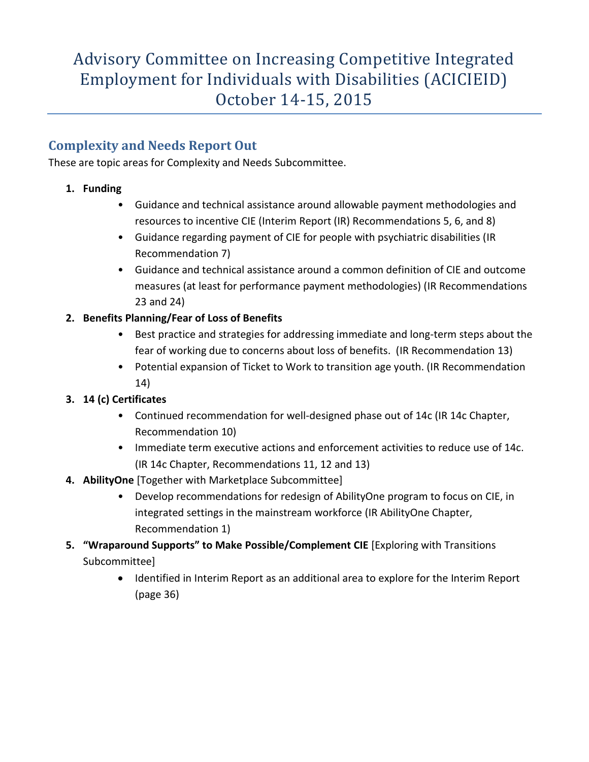# Advisory Committee on Increasing Competitive Integrated Employment for Individuals with Disabilities (ACICIEID) October 14-15, 2015

## Complexity and Needs Report Out

These are topic areas for Complexity and Needs Subcommittee.

1. **Funding**
   - Guidance and technical assistance around allowable payment methodologies and resources to incentive CIE (Interim Report (IR) Recommendations 5, 6, and 8)
   - Guidance regarding payment of CIE for people with psychiatric disabilities (IR Recommendation 7)
   - Guidance and technical assistance around a common definition of CIE and outcome measures (at least for performance payment methodologies) (IR Recommendations 23 and 24)
2. **Benefits Planning/Fear of Loss of Benefits**
   - Best practice and strategies for addressing immediate and long-term steps about the fear of working due to concerns about loss of benefits. (IR Recommendation 13)
   - Potential expansion of Ticket to Work to transition age youth. (IR Recommendation 14)
3. **14 (c) Certificates**
   - Continued recommendation for well-designed phase out of 14c (IR 14c Chapter, Recommendation 10)
   - Immediate term executive actions and enforcement activities to reduce use of 14c. (IR 14c Chapter, Recommendations 11, 12 and 13)
4. **AbilityOne** [Together with Marketplace Subcommittee]
   - Develop recommendations for redesign of AbilityOne program to focus on CIE, in integrated settings in the mainstream workforce (IR AbilityOne Chapter, Recommendation 1)
5. **"Wraparound Supports" to Make Possible/Complement CIE** [Exploring with Transitions Subcommittee]
   - Identified in Interim Report as an additional area to explore for the Interim Report (page 36)